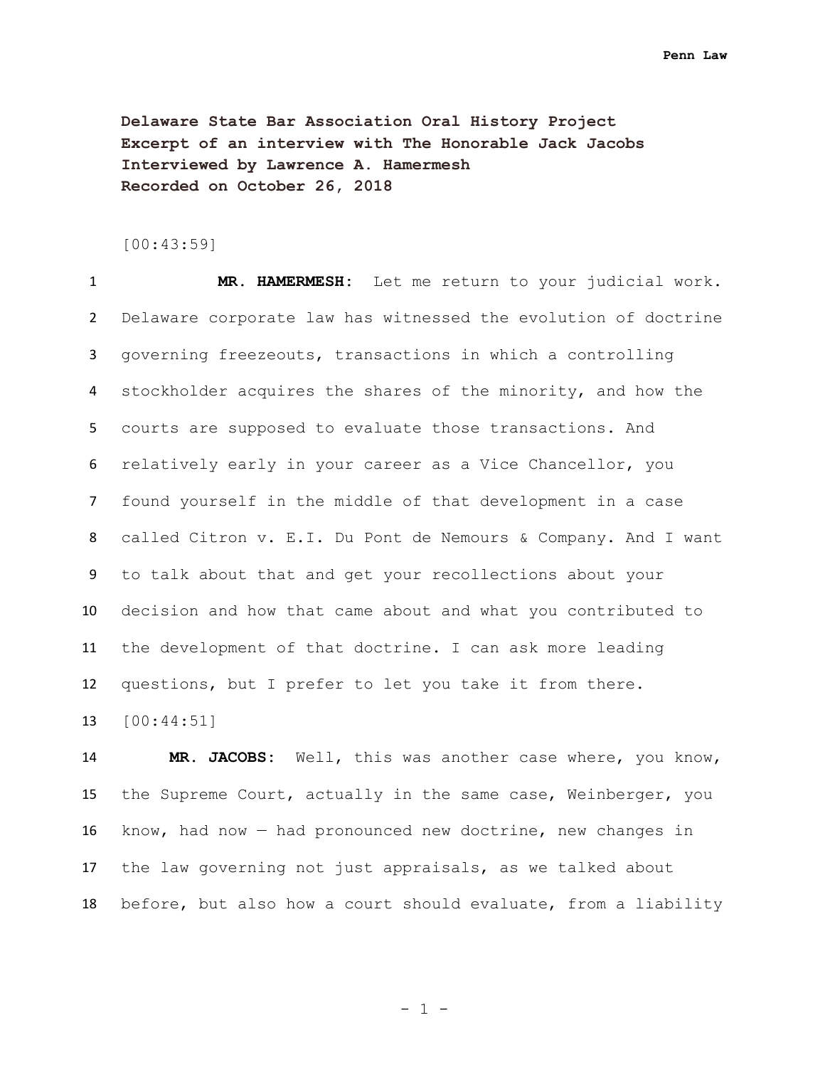**Delaware State Bar Association Oral History Project**
**Excerpt of an interview with The Honorable Jack Jacobs**
**Interviewed by Lawrence A. Hamermesh**
**Recorded on October 26, 2018**

[00:43:59]

**MR. HAMERMESH:** Let me return to your judicial work. Delaware corporate law has witnessed the evolution of doctrine governing freezeouts, transactions in which a controlling stockholder acquires the shares of the minority, and how the courts are supposed to evaluate those transactions. And relatively early in your career as a Vice Chancellor, you found yourself in the middle of that development in a case called Citron v. E.I. Du Pont de Nemours & Company. And I want to talk about that and get your recollections about your decision and how that came about and what you contributed to the development of that doctrine. I can ask more leading questions, but I prefer to let you take it from there.

[00:44:51]

**MR. JACOBS:** Well, this was another case where, you know, the Supreme Court, actually in the same case, Weinberger, you know, had now — had pronounced new doctrine, new changes in the law governing not just appraisals, as we talked about before, but also how a court should evaluate, from a liability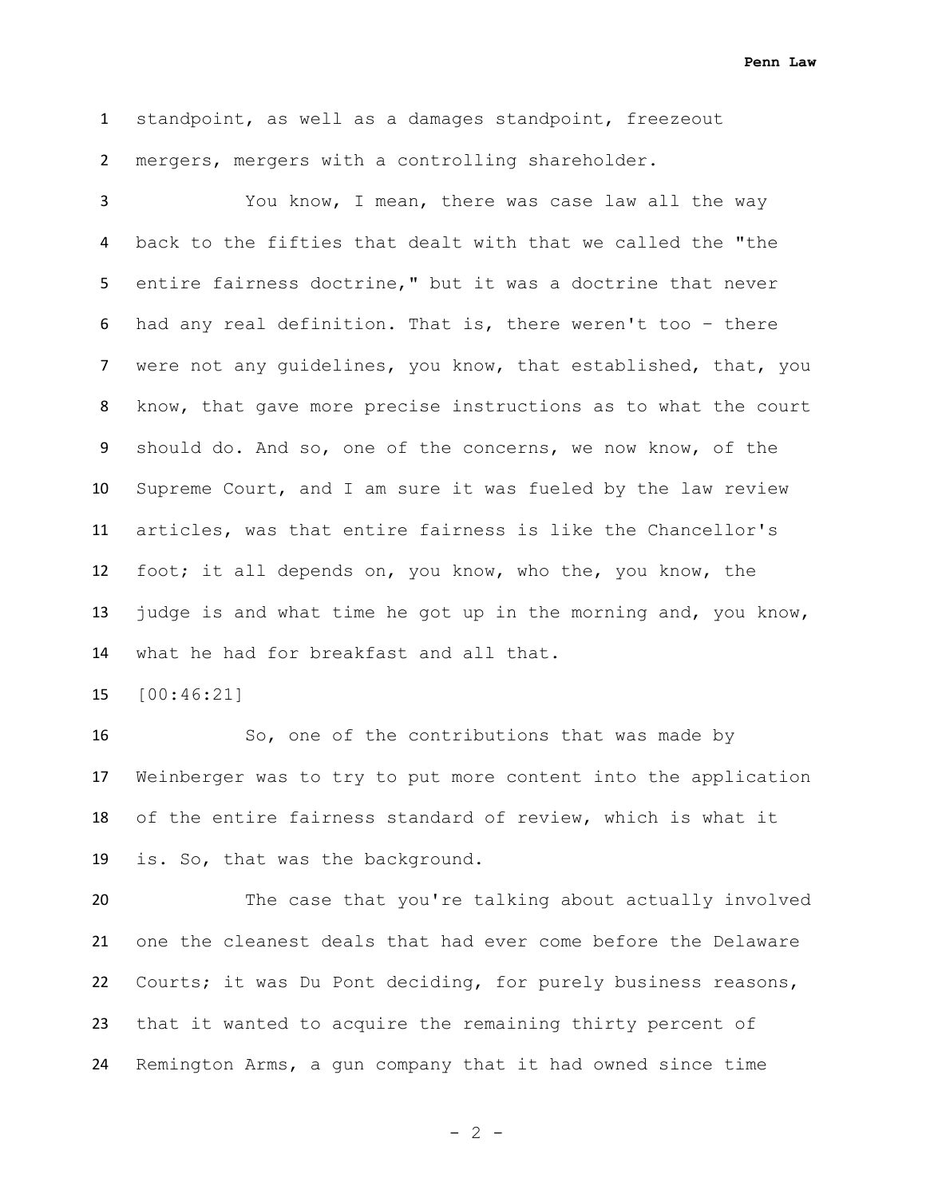standpoint, as well as a damages standpoint, freezeout mergers, mergers with a controlling shareholder.

You know, I mean, there was case law all the way back to the fifties that dealt with that we called the "the entire fairness doctrine," but it was a doctrine that never had any real definition. That is, there weren't too – there were not any guidelines, you know, that established, that, you know, that gave more precise instructions as to what the court should do. And so, one of the concerns, we now know, of the Supreme Court, and I am sure it was fueled by the law review articles, was that entire fairness is like the Chancellor's foot; it all depends on, you know, who the, you know, the judge is and what time he got up in the morning and, you know, what he had for breakfast and all that.

[00:46:21]

So, one of the contributions that was made by Weinberger was to try to put more content into the application of the entire fairness standard of review, which is what it is. So, that was the background.

The case that you're talking about actually involved one the cleanest deals that had ever come before the Delaware Courts; it was Du Pont deciding, for purely business reasons, that it wanted to acquire the remaining thirty percent of Remington Arms, a gun company that it had owned since time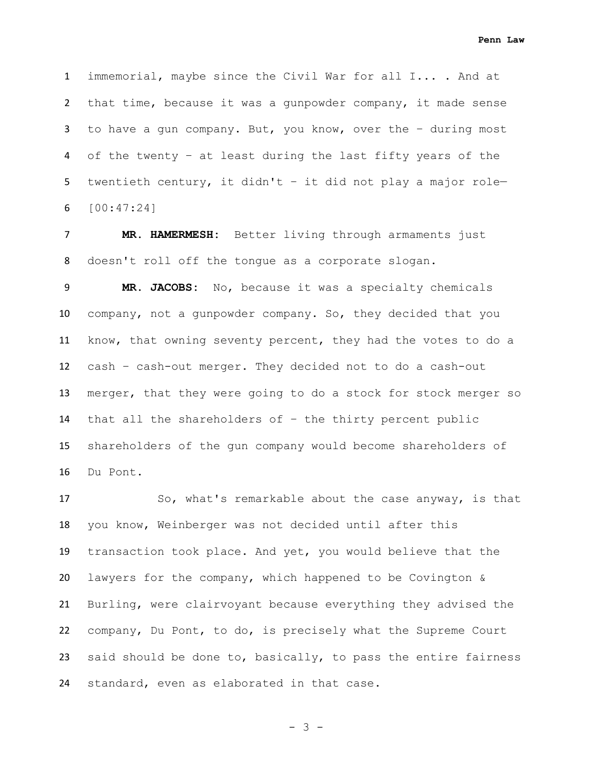immemorial, maybe since the Civil War for all I... . And at that time, because it was a gunpowder company, it made sense to have a gun company. But, you know, over the – during most of the twenty – at least during the last fifty years of the twentieth century, it didn't – it did not play a major role— [00:47:24]

**MR. HAMERMESH:** Better living through armaments just doesn't roll off the tongue as a corporate slogan.

**MR. JACOBS:** No, because it was a specialty chemicals company, not a gunpowder company. So, they decided that you know, that owning seventy percent, they had the votes to do a cash – cash-out merger. They decided not to do a cash-out merger, that they were going to do a stock for stock merger so that all the shareholders of – the thirty percent public shareholders of the gun company would become shareholders of Du Pont.

So, what's remarkable about the case anyway, is that you know, Weinberger was not decided until after this transaction took place. And yet, you would believe that the lawyers for the company, which happened to be Covington & Burling, were clairvoyant because everything they advised the company, Du Pont, to do, is precisely what the Supreme Court said should be done to, basically, to pass the entire fairness standard, even as elaborated in that case.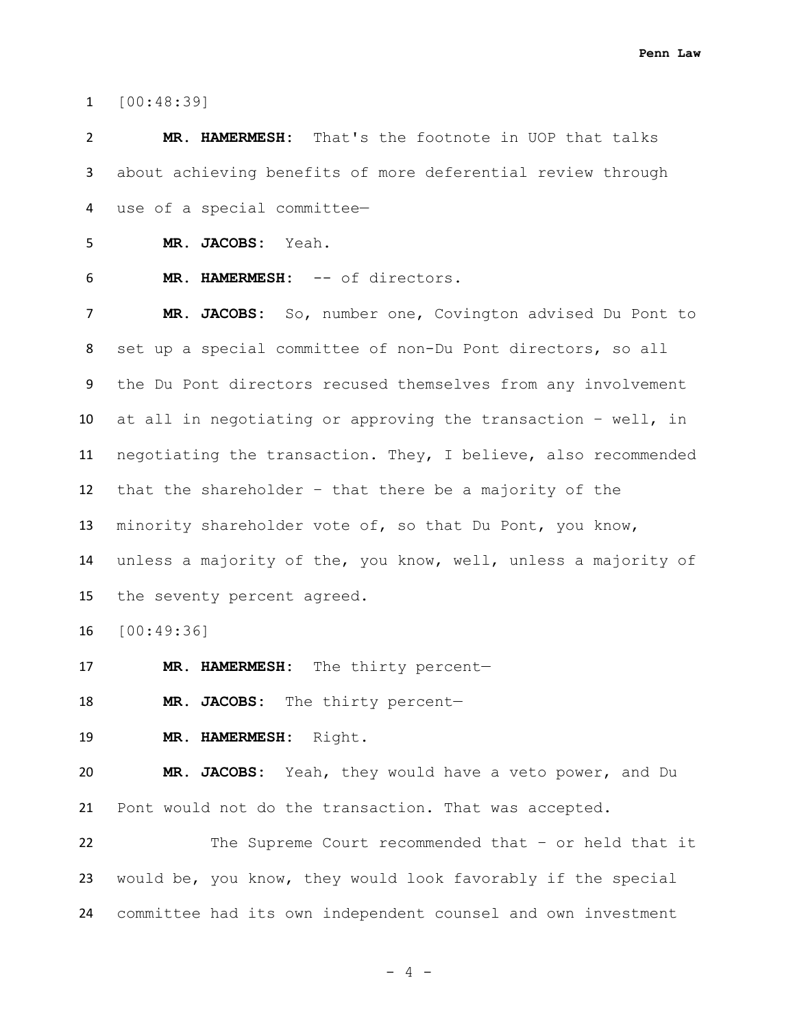[00:48:39]

**MR. HAMERMESH:** That's the footnote in UOP that talks about achieving benefits of more deferential review through use of a special committee—

**MR. JACOBS:** Yeah.

**MR. HAMERMESH:** -- of directors.

**MR. JACOBS:** So, number one, Covington advised Du Pont to set up a special committee of non-Du Pont directors, so all the Du Pont directors recused themselves from any involvement at all in negotiating or approving the transaction – well, in negotiating the transaction. They, I believe, also recommended that the shareholder – that there be a majority of the minority shareholder vote of, so that Du Pont, you know, unless a majority of the, you know, well, unless a majority of the seventy percent agreed.

[00:49:36]

**MR. HAMERMESH:** The thirty percent—

**MR. JACOBS:** The thirty percent—

**MR. HAMERMESH:** Right.

**MR. JACOBS:** Yeah, they would have a veto power, and Du Pont would not do the transaction. That was accepted.

The Supreme Court recommended that – or held that it would be, you know, they would look favorably if the special committee had its own independent counsel and own investment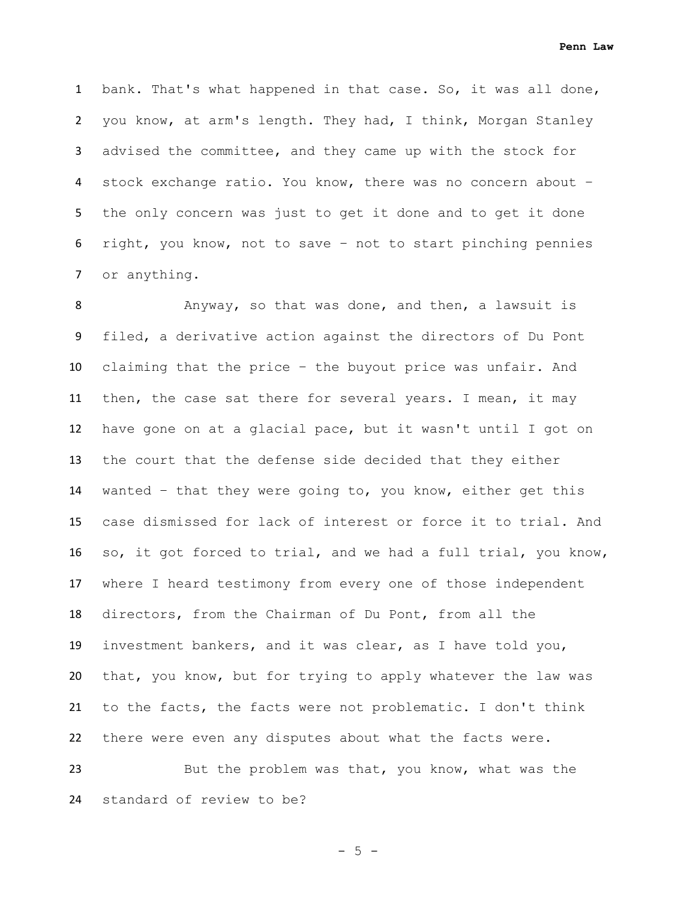bank. That's what happened in that case. So, it was all done, you know, at arm's length. They had, I think, Morgan Stanley advised the committee, and they came up with the stock for stock exchange ratio. You know, there was no concern about – the only concern was just to get it done and to get it done right, you know, not to save – not to start pinching pennies or anything.

Anyway, so that was done, and then, a lawsuit is filed, a derivative action against the directors of Du Pont claiming that the price – the buyout price was unfair. And then, the case sat there for several years. I mean, it may have gone on at a glacial pace, but it wasn't until I got on the court that the defense side decided that they either wanted – that they were going to, you know, either get this case dismissed for lack of interest or force it to trial. And so, it got forced to trial, and we had a full trial, you know, where I heard testimony from every one of those independent directors, from the Chairman of Du Pont, from all the investment bankers, and it was clear, as I have told you, that, you know, but for trying to apply whatever the law was to the facts, the facts were not problematic. I don't think there were even any disputes about what the facts were.

But the problem was that, you know, what was the standard of review to be?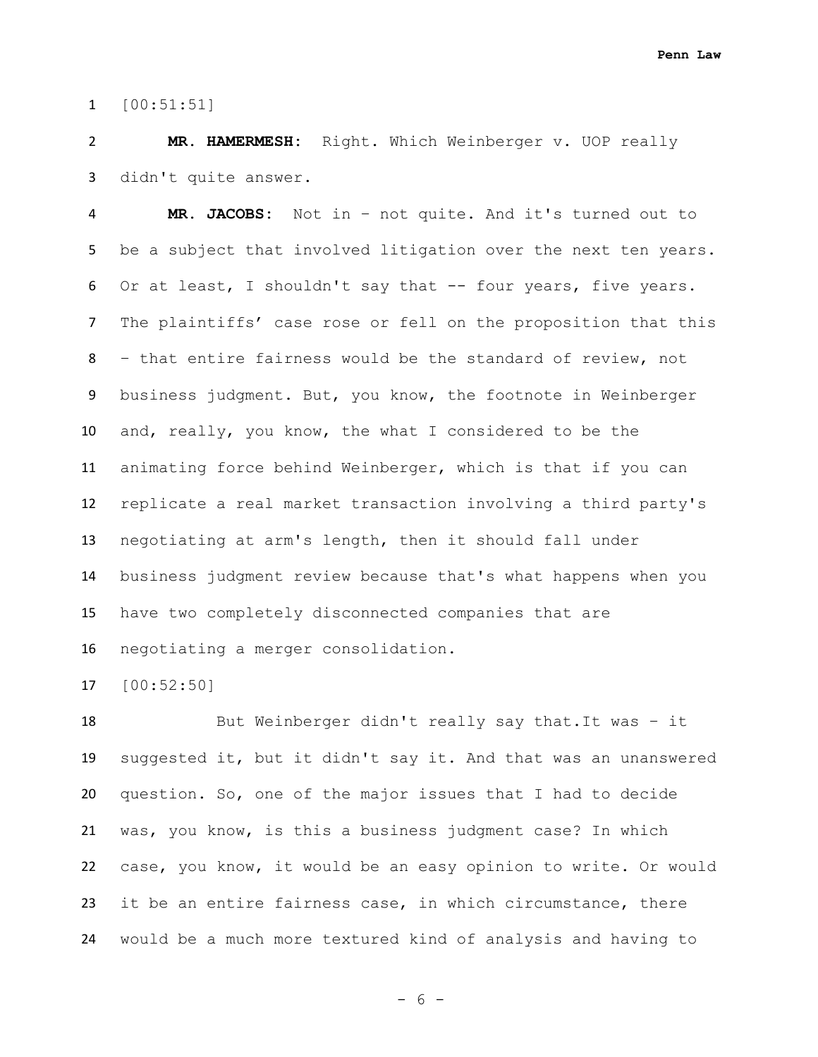[00:51:51]

**MR. HAMERMESH:** Right. Which Weinberger v. UOP really didn't quite answer.

**MR. JACOBS:** Not in – not quite. And it's turned out to be a subject that involved litigation over the next ten years. Or at least, I shouldn't say that -- four years, five years. The plaintiffs' case rose or fell on the proposition that this – that entire fairness would be the standard of review, not business judgment. But, you know, the footnote in Weinberger and, really, you know, the what I considered to be the animating force behind Weinberger, which is that if you can replicate a real market transaction involving a third party's negotiating at arm's length, then it should fall under business judgment review because that's what happens when you have two completely disconnected companies that are negotiating a merger consolidation.

[00:52:50]

But Weinberger didn't really say that.It was – it suggested it, but it didn't say it. And that was an unanswered question. So, one of the major issues that I had to decide was, you know, is this a business judgment case? In which case, you know, it would be an easy opinion to write. Or would it be an entire fairness case, in which circumstance, there would be a much more textured kind of analysis and having to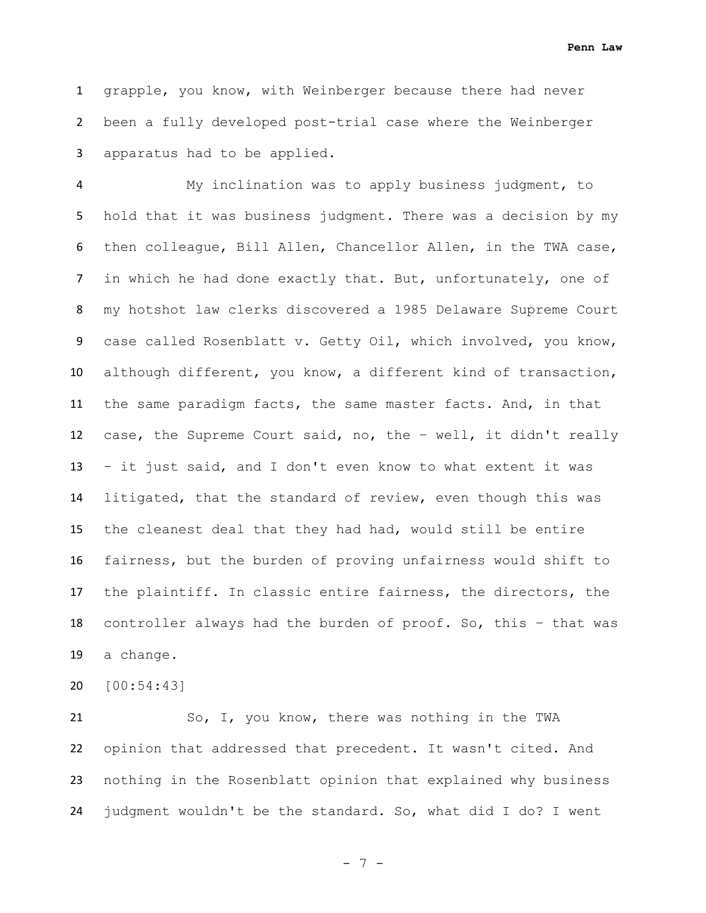grapple, you know, with Weinberger because there had never been a fully developed post-trial case where the Weinberger apparatus had to be applied.

My inclination was to apply business judgment, to hold that it was business judgment. There was a decision by my then colleague, Bill Allen, Chancellor Allen, in the TWA case, in which he had done exactly that. But, unfortunately, one of my hotshot law clerks discovered a 1985 Delaware Supreme Court case called Rosenblatt v. Getty Oil, which involved, you know, although different, you know, a different kind of transaction, the same paradigm facts, the same master facts. And, in that case, the Supreme Court said, no, the – well, it didn't really – it just said, and I don't even know to what extent it was litigated, that the standard of review, even though this was the cleanest deal that they had had, would still be entire fairness, but the burden of proving unfairness would shift to the plaintiff. In classic entire fairness, the directors, the controller always had the burden of proof. So, this – that was a change.

[00:54:43]

So, I, you know, there was nothing in the TWA opinion that addressed that precedent. It wasn't cited. And nothing in the Rosenblatt opinion that explained why business judgment wouldn't be the standard. So, what did I do? I went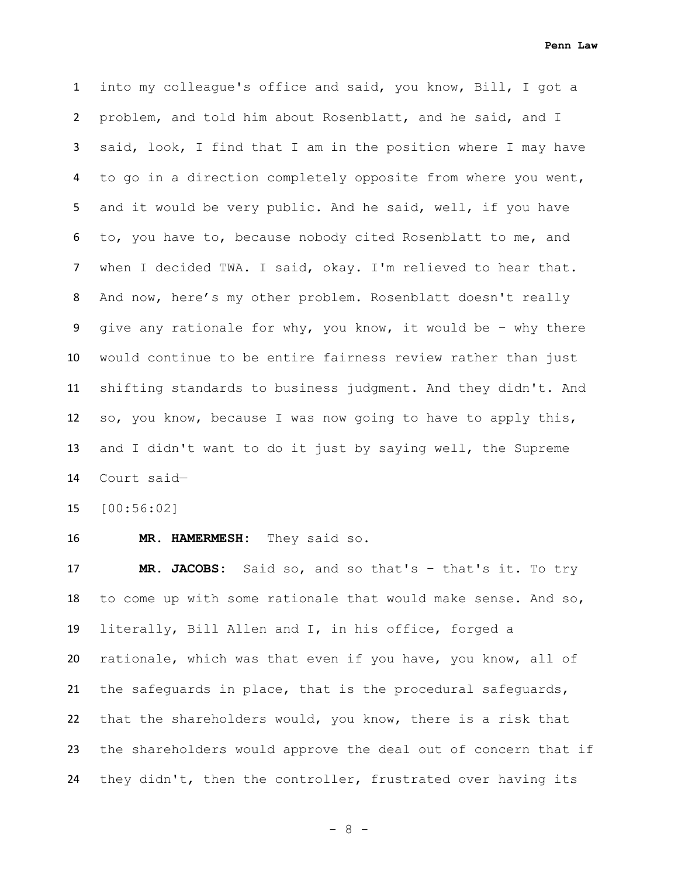into my colleague's office and said, you know, Bill, I got a problem, and told him about Rosenblatt, and he said, and I said, look, I find that I am in the position where I may have to go in a direction completely opposite from where you went, and it would be very public. And he said, well, if you have to, you have to, because nobody cited Rosenblatt to me, and when I decided TWA. I said, okay. I'm relieved to hear that. And now, here's my other problem. Rosenblatt doesn't really give any rationale for why, you know, it would be – why there would continue to be entire fairness review rather than just shifting standards to business judgment. And they didn't. And so, you know, because I was now going to have to apply this, and I didn't want to do it just by saying well, the Supreme Court said—

[00:56:02]

**MR. HAMERMESH:** They said so.

**MR. JACOBS:** Said so, and so that's – that's it. To try to come up with some rationale that would make sense. And so, literally, Bill Allen and I, in his office, forged a rationale, which was that even if you have, you know, all of the safeguards in place, that is the procedural safeguards, that the shareholders would, you know, there is a risk that the shareholders would approve the deal out of concern that if they didn't, then the controller, frustrated over having its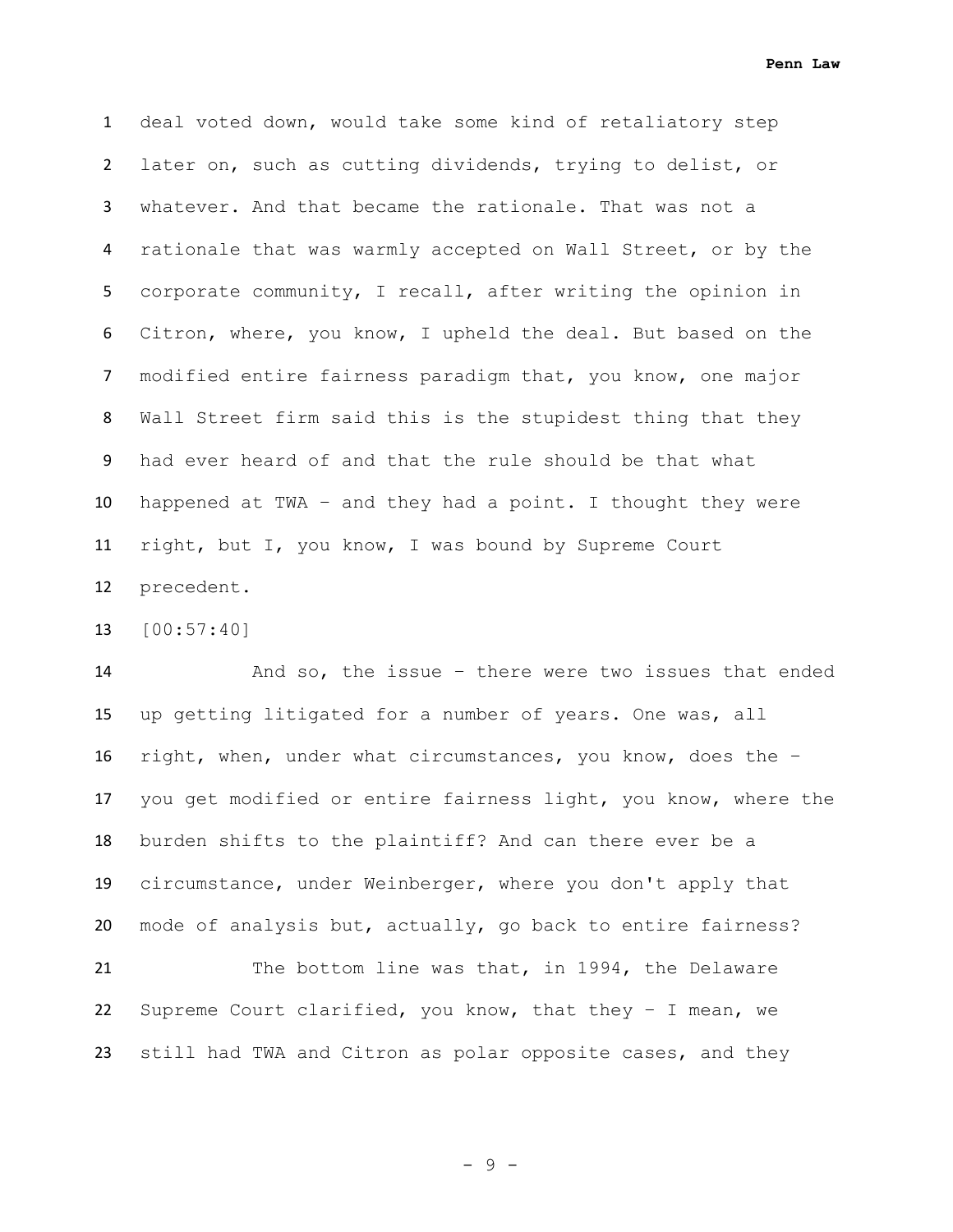deal voted down, would take some kind of retaliatory step later on, such as cutting dividends, trying to delist, or whatever. And that became the rationale. That was not a rationale that was warmly accepted on Wall Street, or by the corporate community, I recall, after writing the opinion in Citron, where, you know, I upheld the deal. But based on the modified entire fairness paradigm that, you know, one major Wall Street firm said this is the stupidest thing that they had ever heard of and that the rule should be that what happened at TWA – and they had a point. I thought they were right, but I, you know, I was bound by Supreme Court precedent.

[00:57:40]

And so, the issue – there were two issues that ended up getting litigated for a number of years. One was, all right, when, under what circumstances, you know, does the – you get modified or entire fairness light, you know, where the burden shifts to the plaintiff? And can there ever be a circumstance, under Weinberger, where you don't apply that mode of analysis but, actually, go back to entire fairness?

The bottom line was that, in 1994, the Delaware Supreme Court clarified, you know, that they – I mean, we still had TWA and Citron as polar opposite cases, and they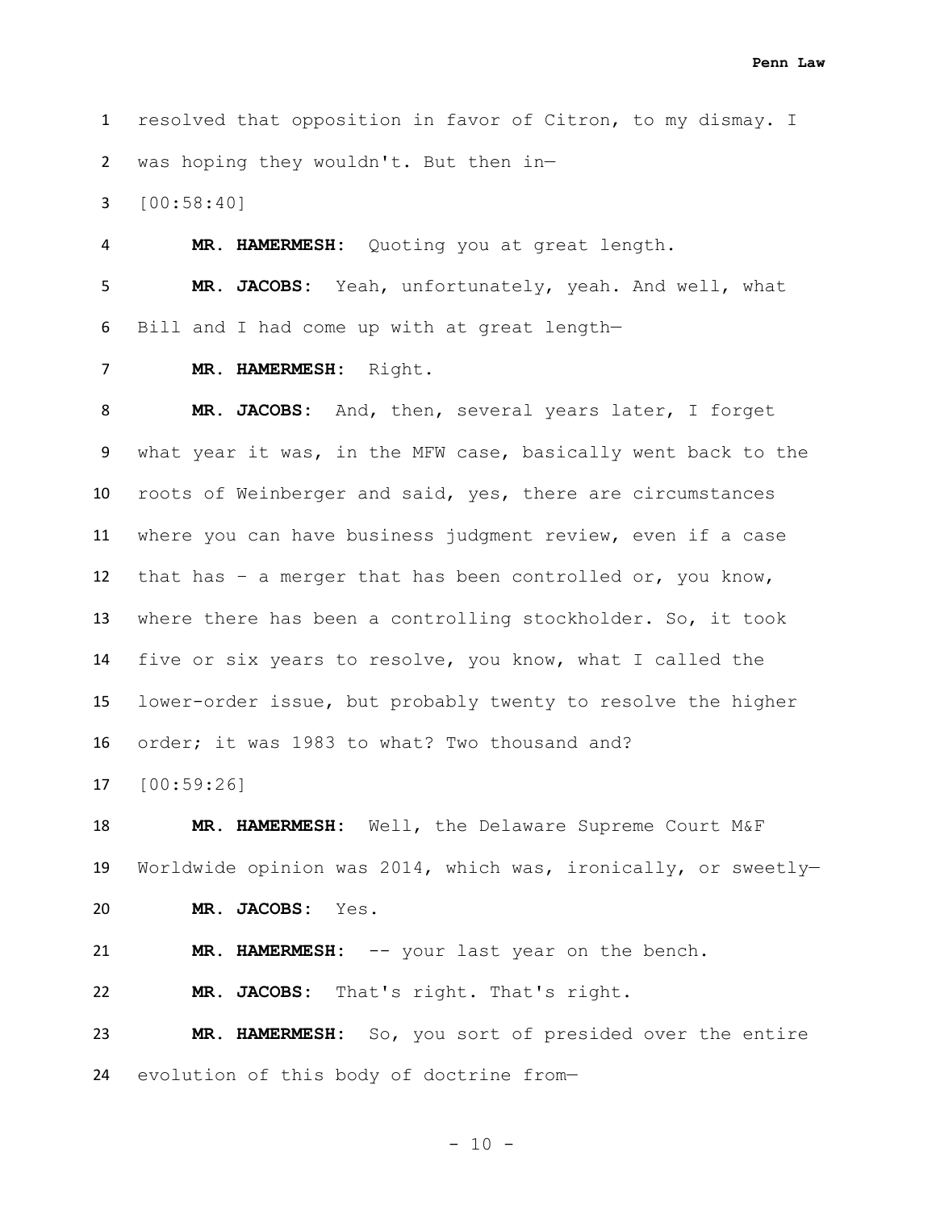resolved that opposition in favor of Citron, to my dismay. I was hoping they wouldn't. But then in—

[00:58:40]

**MR. HAMERMESH:** Quoting you at great length.

**MR. JACOBS:** Yeah, unfortunately, yeah. And well, what Bill and I had come up with at great length—

**MR. HAMERMESH:** Right.

**MR. JACOBS:** And, then, several years later, I forget what year it was, in the MFW case, basically went back to the roots of Weinberger and said, yes, there are circumstances where you can have business judgment review, even if a case that has – a merger that has been controlled or, you know, where there has been a controlling stockholder. So, it took five or six years to resolve, you know, what I called the lower-order issue, but probably twenty to resolve the higher order; it was 1983 to what? Two thousand and?

[00:59:26]

**MR. HAMERMESH:** Well, the Delaware Supreme Court M&F Worldwide opinion was 2014, which was, ironically, or sweetly—

**MR. JACOBS:** Yes.

**MR. HAMERMESH:** -- your last year on the bench.

**MR. JACOBS:** That's right. That's right.

**MR. HAMERMESH:** So, you sort of presided over the entire evolution of this body of doctrine from—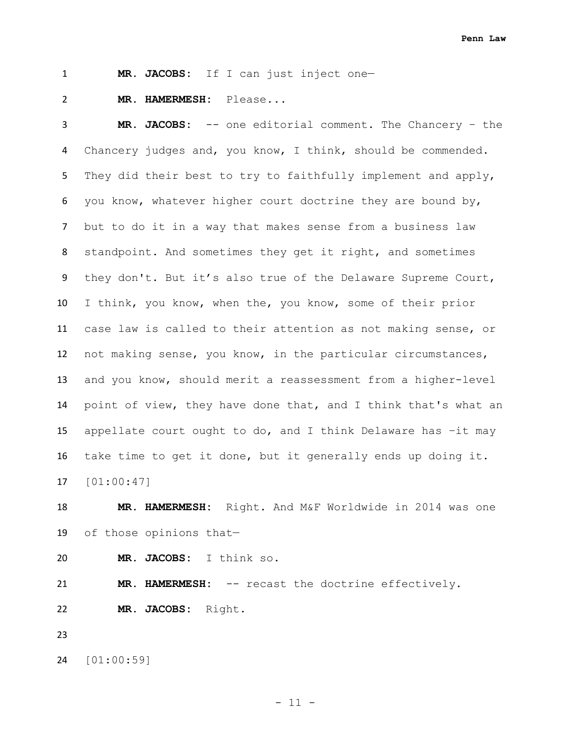**MR. JACOBS:** If I can just inject one—

**MR. HAMERMESH:** Please...

**MR. JACOBS:** -- one editorial comment. The Chancery – the Chancery judges and, you know, I think, should be commended. They did their best to try to faithfully implement and apply, you know, whatever higher court doctrine they are bound by, but to do it in a way that makes sense from a business law standpoint. And sometimes they get it right, and sometimes they don't. But it's also true of the Delaware Supreme Court, I think, you know, when the, you know, some of their prior case law is called to their attention as not making sense, or not making sense, you know, in the particular circumstances, and you know, should merit a reassessment from a higher-level point of view, they have done that, and I think that's what an appellate court ought to do, and I think Delaware has –it may take time to get it done, but it generally ends up doing it. [01:00:47]

**MR. HAMERMESH:** Right. And M&F Worldwide in 2014 was one of those opinions that—

**MR. JACOBS:** I think so.

**MR. HAMERMESH:** -- recast the doctrine effectively.

**MR. JACOBS:** Right.

[01:00:59]